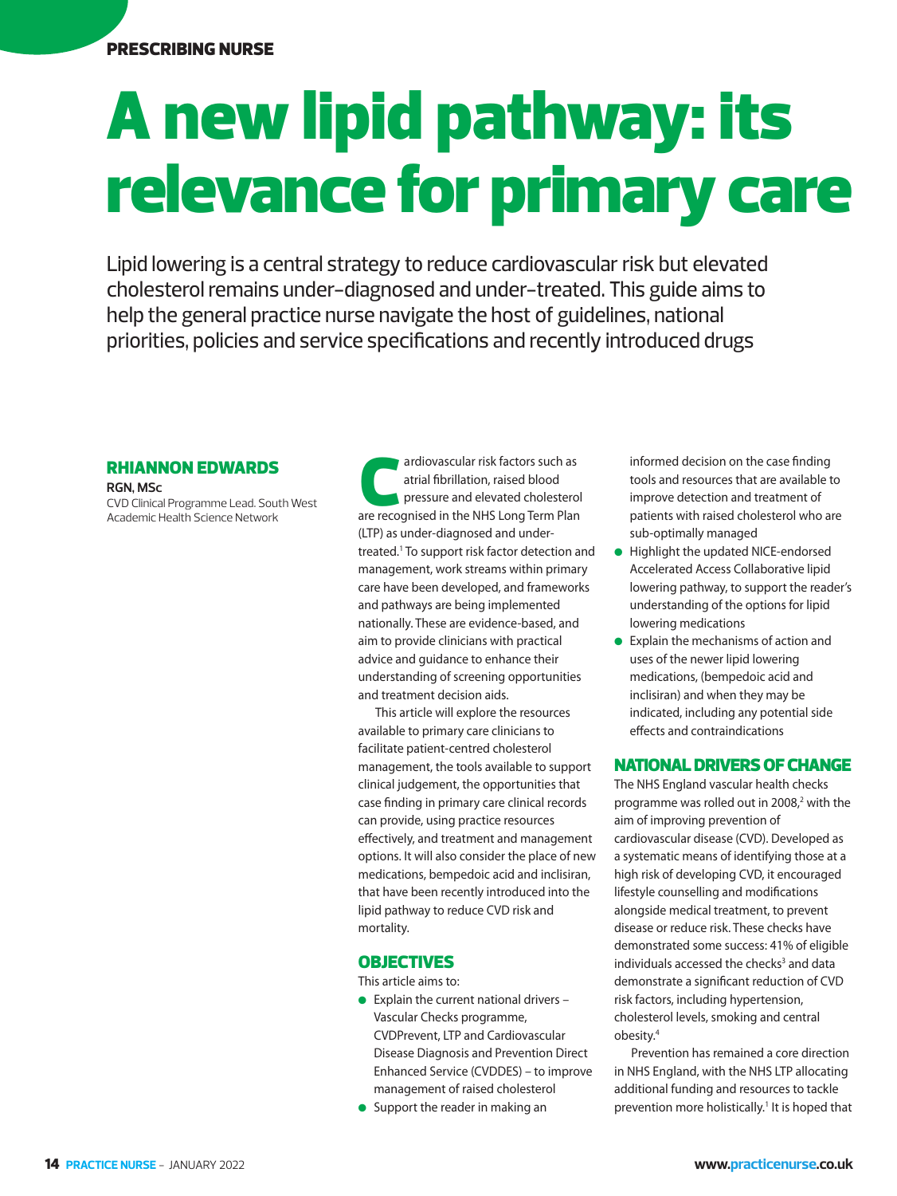PRESCRIBING NURSE

# A new lipid pathway: its relevance for primary care

Lipid lowering is a central strategy to reduce cardiovascular risk but elevated cholesterol remains under-diagnosed and under-treated. This guide aims to help the general practice nurse navigate the host of guidelines, national priorities, policies and service specifications and recently introduced drugs

**RHIANNON EDWARDS**
**RGN, MSc**
CVD Clinical Programme Lead. South West Academic Health Science Network

Cardiovascular risk factors such as atrial fibrillation, raised blood pressure and elevated cholesterol are recognised in the NHS Long Term Plan (LTP) as under-diagnosed and under-treated.[1] To support risk factor detection and management, work streams within primary care have been developed, and frameworks and pathways are being implemented nationally. These are evidence-based, and aim to provide clinicians with practical advice and guidance to enhance their understanding of screening opportunities and treatment decision aids.

This article will explore the resources available to primary care clinicians to facilitate patient-centred cholesterol management, the tools available to support clinical judgement, the opportunities that case finding in primary care clinical records can provide, using practice resources effectively, and treatment and management options. It will also consider the place of new medications, bempedoic acid and inclisiran, that have been recently introduced into the lipid pathway to reduce CVD risk and mortality.

## OBJECTIVES

This article aims to:

- Explain the current national drivers – Vascular Checks programme, CVDPrevent, LTP and Cardiovascular Disease Diagnosis and Prevention Direct Enhanced Service (CVDDES) – to improve management of raised cholesterol
- Support the reader in making an informed decision on the case finding tools and resources that are available to improve detection and treatment of patients with raised cholesterol who are sub-optimally managed
- Highlight the updated NICE-endorsed Accelerated Access Collaborative lipid lowering pathway, to support the reader's understanding of the options for lipid lowering medications
- Explain the mechanisms of action and uses of the newer lipid lowering medications, (bempedoic acid and inclisiran) and when they may be indicated, including any potential side effects and contraindications

## NATIONAL DRIVERS OF CHANGE

The NHS England vascular health checks programme was rolled out in 2008,[2] with the aim of improving prevention of cardiovascular disease (CVD). Developed as a systematic means of identifying those at a high risk of developing CVD, it encouraged lifestyle counselling and modifications alongside medical treatment, to prevent disease or reduce risk. These checks have demonstrated some success: 41% of eligible individuals accessed the checks[3] and data demonstrate a significant reduction of CVD risk factors, including hypertension, cholesterol levels, smoking and central obesity.[4]

Prevention has remained a core direction in NHS England, with the NHS LTP allocating additional funding and resources to tackle prevention more holistically.[1] It is hoped that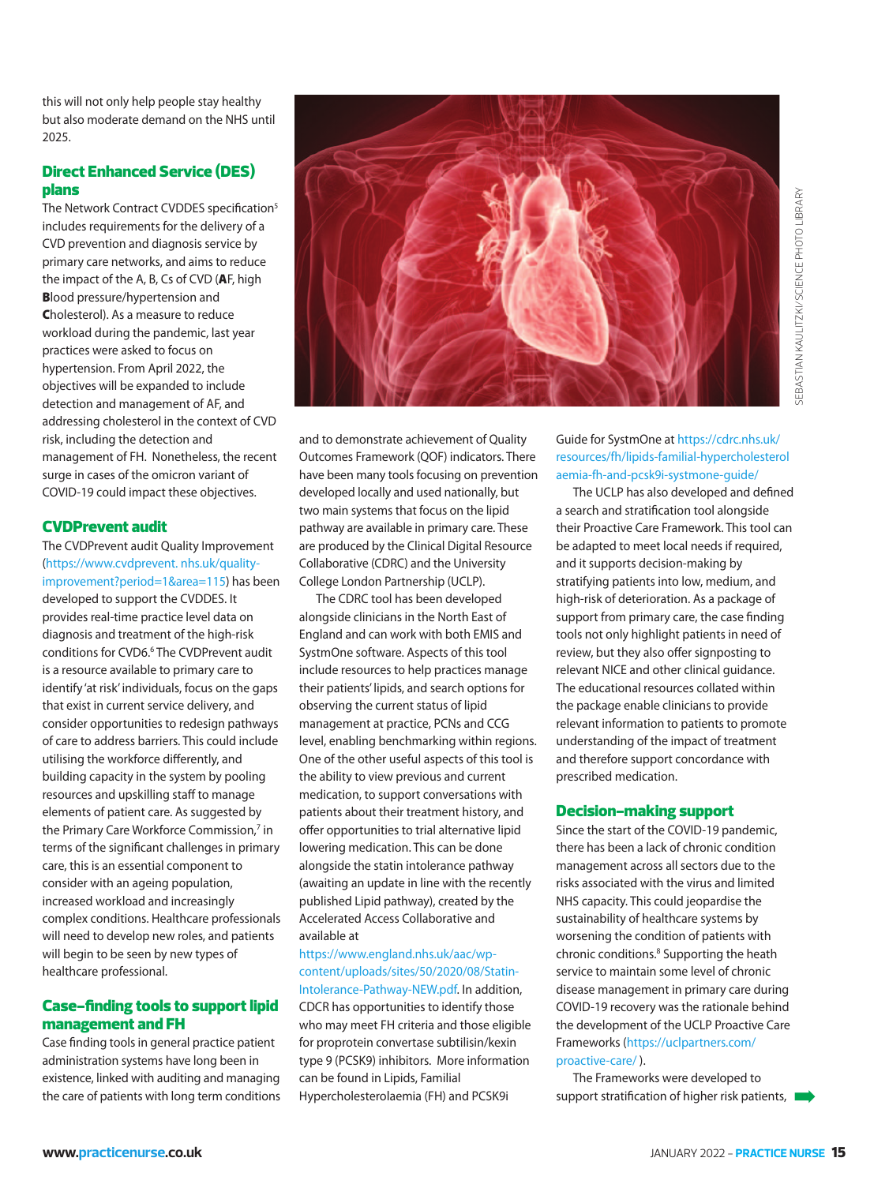this will not only help people stay healthy but also moderate demand on the NHS until 2025.

## Direct Enhanced Service (DES) plans

The Network Contract CVDDES specification[5] includes requirements for the delivery of a CVD prevention and diagnosis service by primary care networks, and aims to reduce the impact of the A, B, Cs of CVD (**A**F, high **B**lood pressure/hypertension and **C**holesterol). As a measure to reduce workload during the pandemic, last year practices were asked to focus on hypertension. From April 2022, the objectives will be expanded to include detection and management of AF, and addressing cholesterol in the context of CVD risk, including the detection and management of FH. Nonetheless, the recent surge in cases of the omicron variant of COVID-19 could impact these objectives.

## CVDPrevent audit

The CVDPrevent audit Quality Improvement (https://www.cvdprevent. nhs.uk/quality-improvement?period=1&area=115) has been developed to support the CVDDES. It provides real-time practice level data on diagnosis and treatment of the high-risk conditions for CVD6.[6] The CVDPrevent audit is a resource available to primary care to identify 'at risk' individuals, focus on the gaps that exist in current service delivery, and consider opportunities to redesign pathways of care to address barriers. This could include utilising the workforce differently, and building capacity in the system by pooling resources and upskilling staff to manage elements of patient care. As suggested by the Primary Care Workforce Commission,[7] in terms of the significant challenges in primary care, this is an essential component to consider with an ageing population, increased workload and increasingly complex conditions. Healthcare professionals will need to develop new roles, and patients will need to be seen by new types of healthcare professional.

## Case-finding tools to support lipid management and FH

Case finding tools in general practice patient administration systems have long been in existence, linked with auditing and managing the care of patients with long term conditions and to demonstrate achievement of Quality Outcomes Framework (QOF) indicators. There have been many tools focusing on prevention developed locally and used nationally, but two main systems that focus on the lipid pathway are available in primary care. These are produced by the Clinical Digital Resource Collaborative (CDRC) and the University College London Partnership (UCLP).

The CDRC tool has been developed alongside clinicians in the North East of England and can work with both EMIS and SystmOne software. Aspects of this tool include resources to help practices manage their patients' lipids, and search options for observing the current status of lipid management at practice, PCNs and CCG level, enabling benchmarking within regions. One of the other useful aspects of this tool is the ability to view previous and current medication, to support conversations with patients about their treatment history, and offer opportunities to trial alternative lipid lowering medication. This can be done alongside the statin intolerance pathway (awaiting an update in line with the recently published Lipid pathway), created by the Accelerated Access Collaborative and available at https://www.england.nhs.uk/aac/wp-content/uploads/sites/50/2020/08/Statin-Intolerance-Pathway-NEW.pdf. In addition, CDCR has opportunities to identify those who may meet FH criteria and those eligible for proprotein convertase subtilisin/kexin type 9 (PCSK9) inhibitors. More information can be found in Lipids, Familial Hypercholesterolaemia (FH) and PCSK9i Guide for SystmOne at https://cdrc.nhs.uk/resources/fh/lipids-familial-hypercholesterolaemia-fh-and-pcsk9i-systmone-guide/

The UCLP has also developed and defined a search and stratification tool alongside their Proactive Care Framework. This tool can be adapted to meet local needs if required, and it supports decision-making by stratifying patients into low, medium, and high-risk of deterioration. As a package of support from primary care, the case finding tools not only highlight patients in need of review, but they also offer signposting to relevant NICE and other clinical guidance. The educational resources collated within the package enable clinicians to provide relevant information to patients to promote understanding of the impact of treatment and therefore support concordance with prescribed medication.

## Decision-making support

Since the start of the COVID-19 pandemic, there has been a lack of chronic condition management across all sectors due to the risks associated with the virus and limited NHS capacity. This could jeopardise the sustainability of healthcare systems by worsening the condition of patients with chronic conditions.[8] Supporting the heath service to maintain some level of chronic disease management in primary care during COVID-19 recovery was the rationale behind the development of the UCLP Proactive Care Frameworks (https://uclpartners.com/proactive-care/ ).

The Frameworks were developed to support stratification of higher risk patients,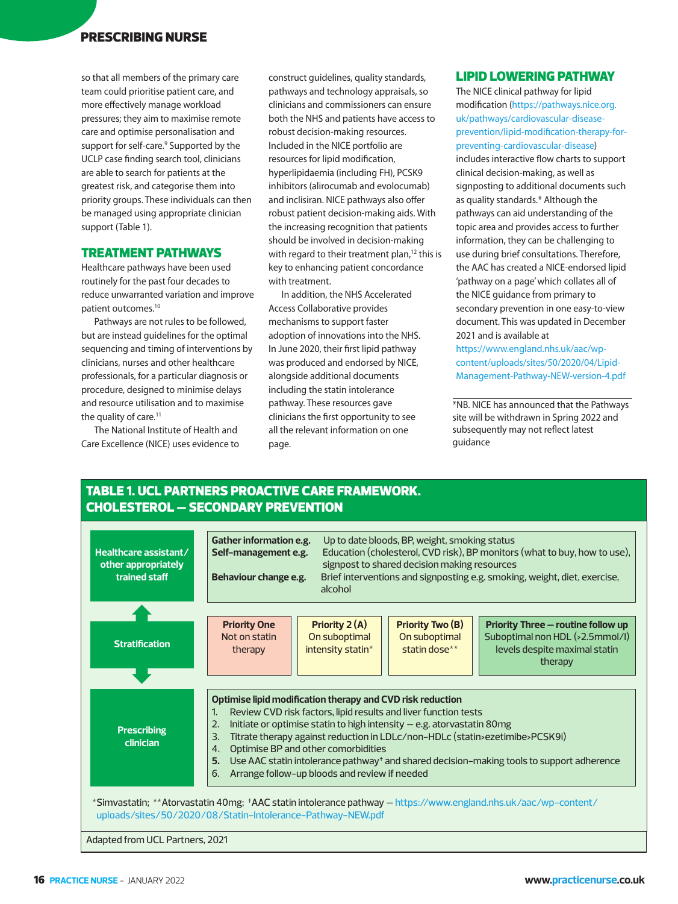so that all members of the primary care team could prioritise patient care, and more effectively manage workload pressures; they aim to maximise remote care and optimise personalisation and support for self-care.[9] Supported by the UCLP case finding search tool, clinicians are able to search for patients at the greatest risk, and categorise them into priority groups. These individuals can then be managed using appropriate clinician support (Table 1).

## TREATMENT PATHWAYS

Healthcare pathways have been used routinely for the past four decades to reduce unwarranted variation and improve patient outcomes.[10]

Pathways are not rules to be followed, but are instead guidelines for the optimal sequencing and timing of interventions by clinicians, nurses and other healthcare professionals, for a particular diagnosis or procedure, designed to minimise delays and resource utilisation and to maximise the quality of care.[11]

The National Institute of Health and Care Excellence (NICE) uses evidence to construct guidelines, quality standards, pathways and technology appraisals, so clinicians and commissioners can ensure both the NHS and patients have access to robust decision-making resources. Included in the NICE portfolio are resources for lipid modification, hyperlipidaemia (including FH), PCSK9 inhibitors (alirocumab and evolocumab) and inclisiran. NICE pathways also offer robust patient decision-making aids. With the increasing recognition that patients should be involved in decision-making with regard to their treatment plan,[12] this is key to enhancing patient concordance with treatment.

In addition, the NHS Accelerated Access Collaborative provides mechanisms to support faster adoption of innovations into the NHS. In June 2020, their first lipid pathway was produced and endorsed by NICE, alongside additional documents including the statin intolerance pathway. These resources gave clinicians the first opportunity to see all the relevant information on one page.

## LIPID LOWERING PATHWAY

The NICE clinical pathway for lipid modification (https://pathways.nice.org.uk/pathways/cardiovascular-disease-prevention/lipid-modification-therapy-for-preventing-cardiovascular-disease) includes interactive flow charts to support clinical decision-making, as well as signposting to additional documents such as quality standards.* Although the pathways can aid understanding of the topic area and provides access to further information, they can be challenging to use during brief consultations. Therefore, the AAC has created a NICE-endorsed lipid 'pathway on a page' which collates all of the NICE guidance from primary to secondary prevention in one easy-to-view document. This was updated in December 2021 and is available at https://www.england.nhs.uk/aac/wp-content/uploads/sites/50/2020/04/Lipid-Management-Pathway-NEW-version-4.pdf

*NB. NICE has announced that the Pathways site will be withdrawn in Spring 2022 and subsequently may not reflect latest guidance

**TABLE 1. UCL PARTNERS PROACTIVE CARE FRAMEWORK. CHOLESTEROL – SECONDARY PREVENTION**

| Role | |
|---|---|
| Healthcare assistant/ other appropriately trained staff | **Gather information e.g.** Up to date bloods, BP, weight, smoking status<br>**Self-management e.g.** Education (cholesterol, CVD risk), BP monitors (what to buy, how to use), signpost to shared decision making resources<br>**Behaviour change e.g.** Brief interventions and signposting e.g. smoking, weight, diet, exercise, alcohol |
| Stratification | **Priority One** Not on statin therapy<br>**Priority 2 (A)** On suboptimal intensity statin*<br>**Priority Two (B)** On suboptimal statin dose**<br>**Priority Three – routine follow up** Suboptimal non HDL (>2.5mmol/l) levels despite maximal statin therapy |
| Prescribing clinician | **Optimise lipid modification therapy and CVD risk reduction**<br>1. Review CVD risk factors, lipid results and liver function tests<br>2. Initiate or optimise statin to high intensity – e.g. atorvastatin 80mg<br>3. Titrate therapy against reduction in LDLc/non-HDLc (statin>ezetimibe>PCSK9i)<br>4. Optimise BP and other comorbidities<br>**5.** Use AAC statin intolerance pathway† and shared decision-making tools to support adherence<br>6. Arrange follow-up bloods and review if needed |

*Simvastatin; **Atorvastatin 40mg; †AAC statin intolerance pathway – https://www.england.nhs.uk/aac/wp-content/uploads/sites/50/2020/08/Statin-Intolerance-Pathway-NEW.pdf

Adapted from UCL Partners, 2021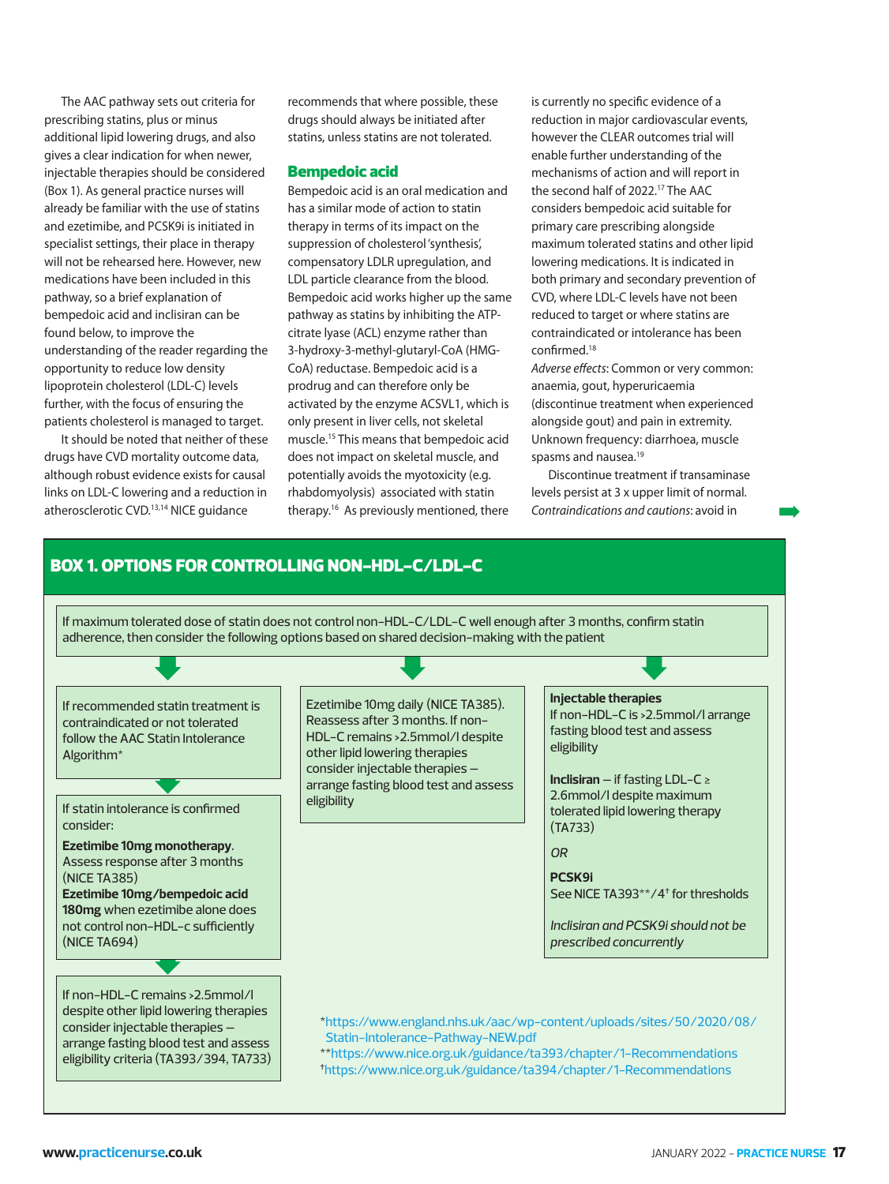The AAC pathway sets out criteria for prescribing statins, plus or minus additional lipid lowering drugs, and also gives a clear indication for when newer, injectable therapies should be considered (Box 1). As general practice nurses will already be familiar with the use of statins and ezetimibe, and PCSK9i is initiated in specialist settings, their place in therapy will not be rehearsed here. However, new medications have been included in this pathway, so a brief explanation of bempedoic acid and inclisiran can be found below, to improve the understanding of the reader regarding the opportunity to reduce low density lipoprotein cholesterol (LDL-C) levels further, with the focus of ensuring the patients cholesterol is managed to target.

It should be noted that neither of these drugs have CVD mortality outcome data, although robust evidence exists for causal links on LDL-C lowering and a reduction in atherosclerotic CVD.[13,14] NICE guidance recommends that where possible, these drugs should always be initiated after statins, unless statins are not tolerated.

## Bempedoic acid

Bempedoic acid is an oral medication and has a similar mode of action to statin therapy in terms of its impact on the suppression of cholesterol 'synthesis', compensatory LDLR upregulation, and LDL particle clearance from the blood. Bempedoic acid works higher up the same pathway as statins by inhibiting the ATP-citrate lyase (ACL) enzyme rather than 3-hydroxy-3-methyl-glutaryl-CoA (HMG-CoA) reductase. Bempedoic acid is a prodrug and can therefore only be activated by the enzyme ACSVL1, which is only present in liver cells, not skeletal muscle.[15] This means that bempedoic acid does not impact on skeletal muscle, and potentially avoids the myotoxicity (e.g. rhabdomyolysis) associated with statin therapy.[16] As previously mentioned, there is currently no specific evidence of a reduction in major cardiovascular events, however the CLEAR outcomes trial will enable further understanding of the mechanisms of action and will report in the second half of 2022.[17] The AAC considers bempedoic acid suitable for primary care prescribing alongside maximum tolerated statins and other lipid lowering medications. It is indicated in both primary and secondary prevention of CVD, where LDL-C levels have not been reduced to target or where statins are contraindicated or intolerance has been confirmed.[18]

*Adverse effects*: Common or very common: anaemia, gout, hyperuricaemia (discontinue treatment when experienced alongside gout) and pain in extremity. Unknown frequency: diarrhoea, muscle spasms and nausea.[19]

Discontinue treatment if transaminase levels persist at 3 x upper limit of normal.

*Contraindications and cautions*: avoid in

## BOX 1. OPTIONS FOR CONTROLLING NON-HDL-C/LDL-C

If maximum tolerated dose of statin does not control non-HDL-C/LDL-C well enough after 3 months, confirm statin adherence, then consider the following options based on shared decision-making with the patient

**Option 1:**

If recommended statin treatment is contraindicated or not tolerated follow the AAC Statin Intolerance Algorithm*

↓

If statin intolerance is confirmed consider:

**Ezetimibe 10mg monotherapy**. Assess response after 3 months (NICE TA385)

**Ezetimibe 10mg/bempedoic acid 180mg** when ezetimibe alone does not control non-HDL-c sufficiently (NICE TA694)

↓

If non-HDL-C remains >2.5mmol/l despite other lipid lowering therapies consider injectable therapies – arrange fasting blood test and assess eligibility criteria (TA393/394, TA733)

**Option 2:**

Ezetimibe 10mg daily (NICE TA385). Reassess after 3 months. If non-HDL-C remains >2.5mmol/l despite other lipid lowering therapies consider injectable therapies – arrange fasting blood test and assess eligibility

**Option 3:**

**Injectable therapies**
If non-HDL-C is >2.5mmol/l arrange fasting blood test and assess eligibility

**Inclisiran** – if fasting LDL-C ≥ 2.6mmol/l despite maximum tolerated lipid lowering therapy (TA733)

*OR*

**PCSK9i**
See NICE TA393**/4† for thresholds

*Inclisiran and PCSK9i should not be prescribed concurrently*

*https://www.england.nhs.uk/aac/wp-content/uploads/sites/50/2020/08/Statin-Intolerance-Pathway-NEW.pdf
**https://www.nice.org.uk/guidance/ta393/chapter/1-Recommendations
†https://www.nice.org.uk/guidance/ta394/chapter/1-Recommendations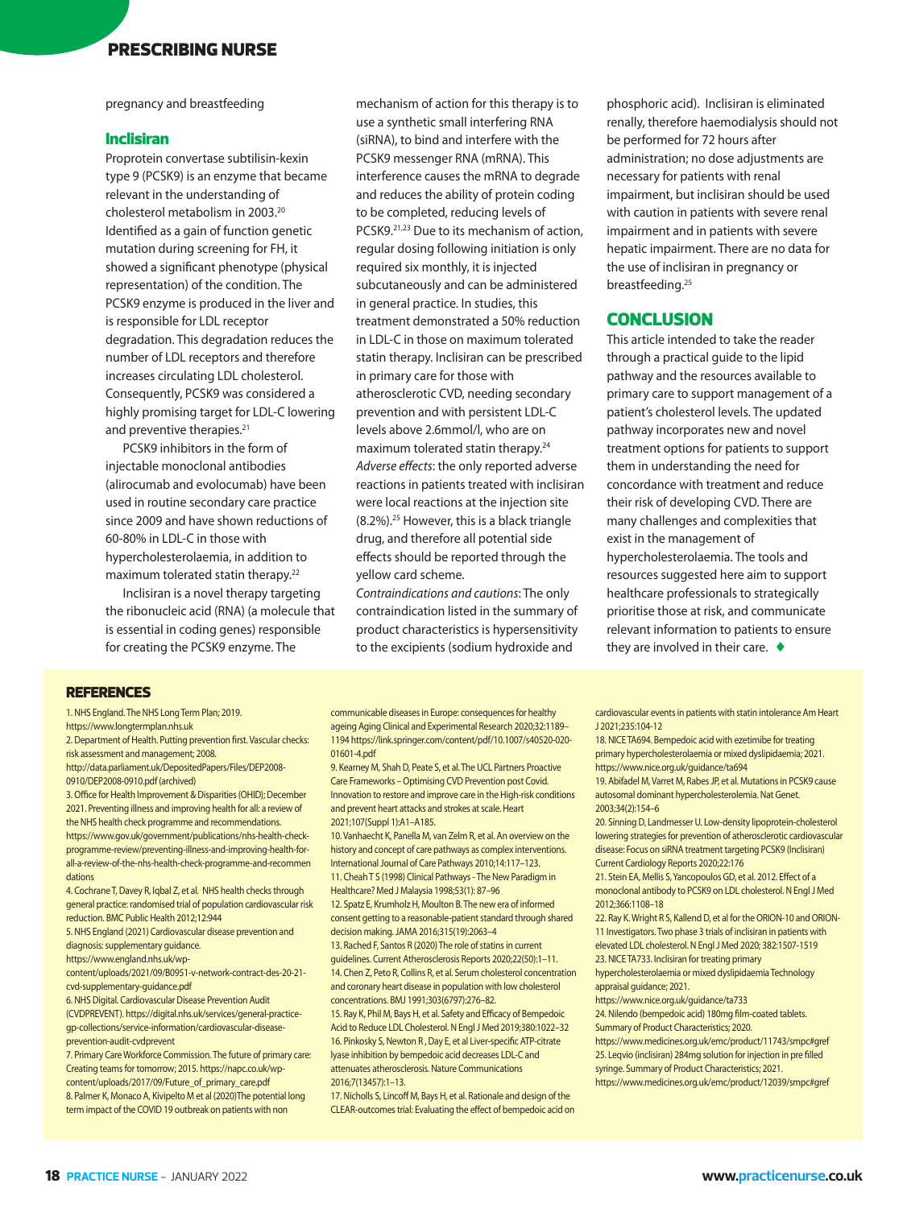pregnancy and breastfeeding

### Inclisiran

Proprotein convertase subtilisin-kexin type 9 (PCSK9) is an enzyme that became relevant in the understanding of cholesterol metabolism in 2003.[20] Identified as a gain of function genetic mutation during screening for FH, it showed a significant phenotype (physical representation) of the condition. The PCSK9 enzyme is produced in the liver and is responsible for LDL receptor degradation. This degradation reduces the number of LDL receptors and therefore increases circulating LDL cholesterol. Consequently, PCSK9 was considered a highly promising target for LDL-C lowering and preventive therapies.[21]

PCSK9 inhibitors in the form of injectable monoclonal antibodies (alirocumab and evolocumab) have been used in routine secondary care practice since 2009 and have shown reductions of 60-80% in LDL-C in those with hypercholesterolaemia, in addition to maximum tolerated statin therapy.[22]

Inclisiran is a novel therapy targeting the ribonucleic acid (RNA) (a molecule that is essential in coding genes) responsible for creating the PCSK9 enzyme. The mechanism of action for this therapy is to use a synthetic small interfering RNA (siRNA), to bind and interfere with the PCSK9 messenger RNA (mRNA). This interference causes the mRNA to degrade and reduces the ability of protein coding to be completed, reducing levels of PCSK9.[21,23] Due to its mechanism of action, regular dosing following initiation is only required six monthly, it is injected subcutaneously and can be administered in general practice. In studies, this treatment demonstrated a 50% reduction in LDL-C in those on maximum tolerated statin therapy. Inclisiran can be prescribed in primary care for those with atherosclerotic CVD, needing secondary prevention and with persistent LDL-C levels above 2.6mmol/l, who are on maximum tolerated statin therapy.[24]

*Adverse effects*: the only reported adverse reactions in patients treated with inclisiran were local reactions at the injection site (8.2%).[25] However, this is a black triangle drug, and therefore all potential side effects should be reported through the yellow card scheme.

*Contraindications and cautions*: The only contraindication listed in the summary of product characteristics is hypersensitivity to the excipients (sodium hydroxide and phosphoric acid). Inclisiran is eliminated renally, therefore haemodialysis should not be performed for 72 hours after administration; no dose adjustments are necessary for patients with renal impairment, but inclisiran should be used with caution in patients with severe renal impairment and in patients with severe hepatic impairment. There are no data for the use of inclisiran in pregnancy or breastfeeding.[25]

## CONCLUSION

This article intended to take the reader through a practical guide to the lipid pathway and the resources available to primary care to support management of a patient's cholesterol levels. The updated pathway incorporates new and novel treatment options for patients to support them in understanding the need for concordance with treatment and reduce their risk of developing CVD. There are many challenges and complexities that exist in the management of hypercholesterolaemia. The tools and resources suggested here aim to support healthcare professionals to strategically prioritise those at risk, and communicate relevant information to patients to ensure they are involved in their care. ♦

## REFERENCES

1. NHS England. The NHS Long Term Plan; 2019. https://www.longtermplan.nhs.uk
2. Department of Health. Putting prevention first. Vascular checks: risk assessment and management; 2008. http://data.parliament.uk/DepositedPapers/Files/DEP2008-0910/DEP2008-0910.pdf (archived)
3. Office for Health Improvement & Disparities (OHID); December 2021. Preventing illness and improving health for all: a review of the NHS health check programme and recommendations. https://www.gov.uk/government/publications/nhs-health-check-programme-review/preventing-illness-and-improving-health-for-all-a-review-of-the-nhs-health-check-programme-and-recommendations
4. Cochrane T, Davey R, Iqbal Z, et al. NHS health checks through general practice: randomised trial of population cardiovascular risk reduction. BMC Public Health 2012;12:944
5. NHS England (2021) Cardiovascular disease prevention and diagnosis: supplementary guidance. https://www.england.nhs.uk/wp-content/uploads/2021/09/B0951-v-network-contract-des-20-21-cvd-supplementary-guidance.pdf
6. NHS Digital. Cardiovascular Disease Prevention Audit (CVDPREVENT). https://digital.nhs.uk/services/general-practice-gp-collections/service-information/cardiovascular-disease-prevention-audit-cvdprevent
7. Primary Care Workforce Commission. The future of primary care: Creating teams for tomorrow; 2015. https://napc.co.uk/wp-content/uploads/2017/09/Future_of_primary_care.pdf
8. Palmer K, Monaco A, Kivipelto M et al (2020)The potential long term impact of the COVID 19 outbreak on patients with non communicable diseases in Europe: consequences for healthy ageing Aging Clinical and Experimental Research 2020;32:1189–1194 https://link.springer.com/content/pdf/10.1007/s40520-020-01601-4.pdf
9. Kearney M, Shah D, Peate S, et al. The UCL Partners Proactive Care Frameworks – Optimising CVD Prevention post Covid. Innovation to restore and improve care in the High-risk conditions and prevent heart attacks and strokes at scale. Heart 2021;107(Suppl 1):A1–A185.
10. Vanhaecht K, Panella M, van Zelm R, et al. An overview on the history and concept of care pathways as complex interventions. International Journal of Care Pathways 2010;14:117–123.
11. Cheah T S (1998) Clinical Pathways - The New Paradigm in Healthcare? Med J Malaysia 1998;53(1): 87–96
12. Spatz E, Krumholz H, Moulton B. The new era of informed consent getting to a reasonable-patient standard through shared decision making. JAMA 2016;315(19):2063–4
13. Rached F, Santos R (2020) The role of statins in current guidelines. Current Atherosclerosis Reports 2020;22(50):1–11.
14. Chen Z, Peto R, Collins R, et al. Serum cholesterol concentration and coronary heart disease in population with low cholesterol concentrations. BMJ 1991;303(6797):276–82.
15. Ray K, Phil M, Bays H, et al. Safety and Efficacy of Bempedoic Acid to Reduce LDL Cholesterol. N Engl J Med 2019;380:1022–32
16. Pinkosky S, Newton R , Day E, et al Liver-specific ATP-citrate lyase inhibition by bempedoic acid decreases LDL-C and attenuates atherosclerosis. Nature Communications 2016;7(13457):1–13.
17. Nicholls S, Lincoff M, Bays H, et al. Rationale and design of the CLEAR-outcomes trial: Evaluating the effect of bempedoic acid on cardiovascular events in patients with statin intolerance Am Heart J 2021;235:104-12
18. NICE TA694. Bempedoic acid with ezetimibe for treating primary hypercholesterolaemia or mixed dyslipidaemia; 2021. https://www.nice.org.uk/guidance/ta694
19. Abifadel M, Varret M, Rabes JP, et al. Mutations in PCSK9 cause autosomal dominant hypercholesterolemia. Nat Genet. 2003;34(2):154–6
20. Sinning D, Landmesser U. Low-density lipoprotein-cholesterol lowering strategies for prevention of atherosclerotic cardiovascular disease: Focus on siRNA treatment targeting PCSK9 (Inclisiran) Current Cardiology Reports 2020;22:176
21. Stein EA, Mellis S, Yancopoulos GD, et al. 2012. Effect of a monoclonal antibody to PCSK9 on LDL cholesterol. N Engl J Med 2012;366:1108–18
22. Ray K. Wright R S, Kallend D, et al for the ORION-10 and ORION-11 Investigators. Two phase 3 trials of inclisiran in patients with elevated LDL cholesterol. N Engl J Med 2020; 382:1507-1519
23. NICE TA733. Inclisiran for treating primary hypercholesterolaemia or mixed dyslipidaemia Technology appraisal guidance; 2021. https://www.nice.org.uk/guidance/ta733
24. Nilendo (bempedoic acid) 180mg film-coated tablets. Summary of Product Characteristics; 2020. https://www.medicines.org.uk/emc/product/11743/smpc#gref
25. Leqvio (inclisiran) 284mg solution for injection in pre filled syringe. Summary of Product Characteristics; 2021. https://www.medicines.org.uk/emc/product/12039/smpc#gref